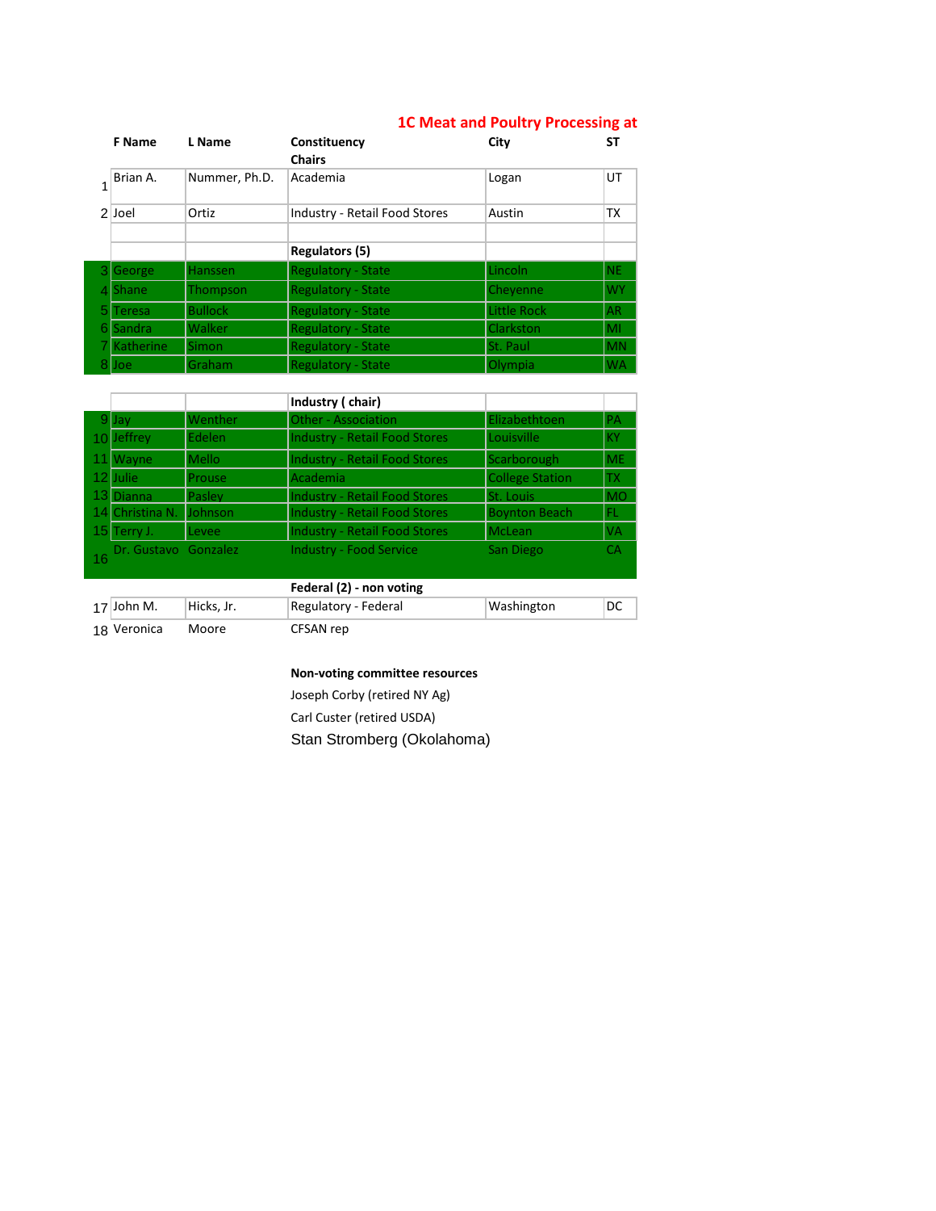## 1C Meat and Poultry Processing at

| | F Name | L Name | Constituency | City | ST |
|---|---|---|---|---|---|
| | | | **Chairs** | | |
| 1 | Brian A. | Nummer, Ph.D. | Academia | Logan | UT |
| 2 | Joel | Ortiz | Industry - Retail Food Stores | Austin | TX |
| | | | | | |
| | | | **Regulators (5)** | | |
| 3 | George | Hanssen | Regulatory - State | Lincoln | NE |
| 4 | Shane | Thompson | Regulatory - State | Cheyenne | WY |
| 5 | Teresa | Bullock | Regulatory - State | Little Rock | AR |
| 6 | Sandra | Walker | Regulatory - State | Clarkston | MI |
| 7 | Katherine | Simon | Regulatory - State | St. Paul | MN |
| 8 | Joe | Graham | Regulatory - State | Olympia | WA |
| | | | **Industry ( chair)** | | |
| 9 | Jay | Wenther | Other - Association | Elizabethtoen | PA |
| 10 | Jeffrey | Edelen | Industry - Retail Food Stores | Louisville | KY |
| 11 | Wayne | Mello | Industry - Retail Food Stores | Scarborough | ME |
| 12 | Julie | Prouse | Academia | College Station | TX |
| 13 | Dianna | Pasley | Industry - Retail Food Stores | St. Louis | MO |
| 14 | Christina N. | Johnson | Industry - Retail Food Stores | Boynton Beach | FL |
| 15 | Terry J. | Levee | Industry - Retail Food Stores | McLean | VA |
| 16 | Dr. Gustavo | Gonzalez | Industry - Food Service | San Diego | CA |
| | | | **Federal (2) - non voting** | | |
| 17 | John M. | Hicks, Jr. | Regulatory - Federal | Washington | DC |
| 18 | Veronica | Moore | CFSAN rep | | |

**Non-voting committee resources**

Joseph Corby (retired NY Ag)

Carl Custer (retired USDA)

Stan Stromberg (Okolahoma)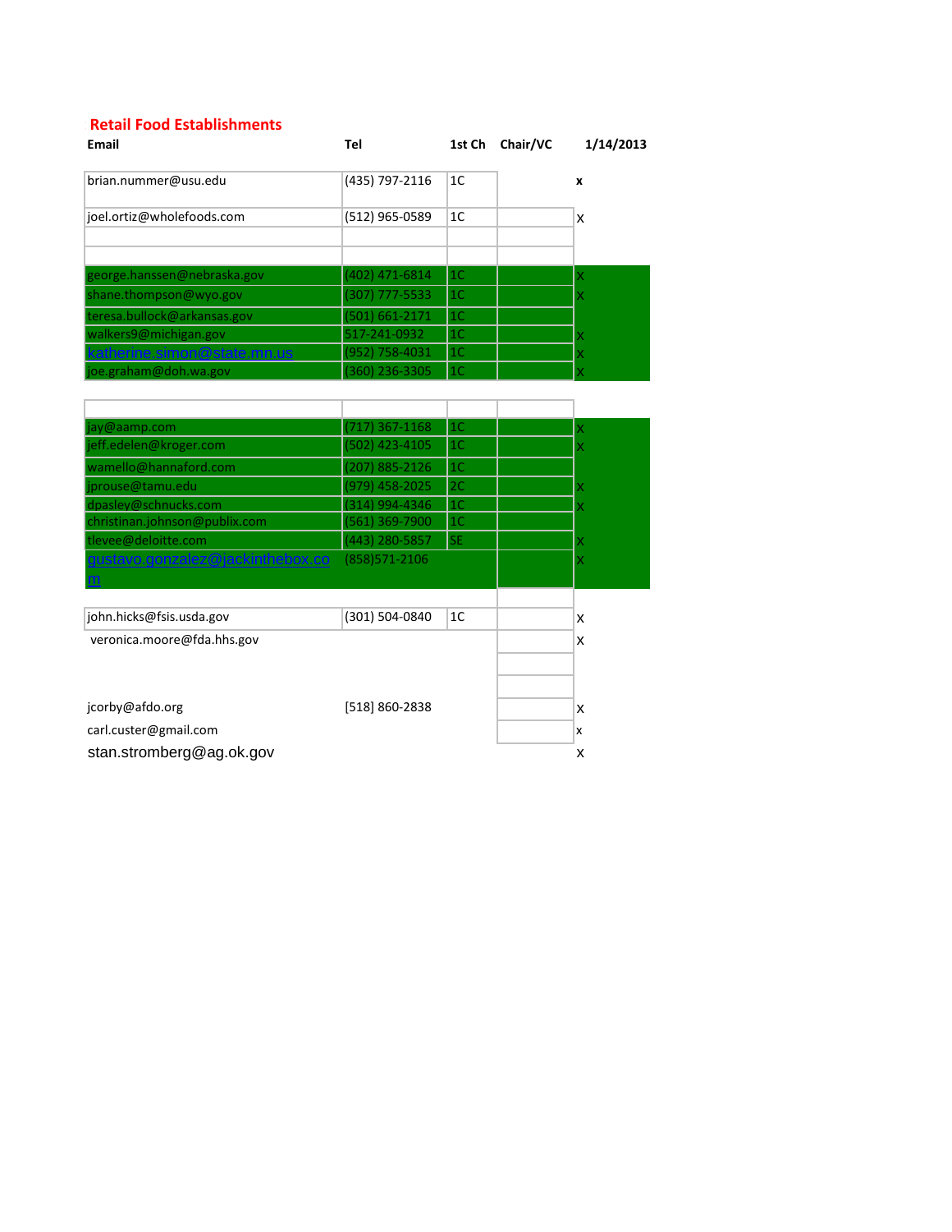## Retail Food Establishments

| Email | Tel | 1st Ch | Chair/VC | 1/14/2013 |
|---|---|---|---|---|
| brian.nummer@usu.edu | (435) 797-2116 | 1C | | x |
| joel.ortiz@wholefoods.com | (512) 965-0589 | 1C | | x |
| | | | | |
| | | | | |
| george.hanssen@nebraska.gov | (402) 471-6814 | 1C | | x |
| shane.thompson@wyo.gov | (307) 777-5533 | 1C | | x |
| teresa.bullock@arkansas.gov | (501) 661-2171 | 1C | | |
| walkers9@michigan.gov | 517-241-0932 | 1C | | x |
| katherine.simon@state.mn.us | (952) 758-4031 | 1C | | x |
| joe.graham@doh.wa.gov | (360) 236-3305 | 1C | | x |
| | | | | |
| jay@aamp.com | (717) 367-1168 | 1C | | x |
| jeff.edelen@kroger.com | (502) 423-4105 | 1C | | x |
| wamello@hannaford.com | (207) 885-2126 | 1C | | |
| jprouse@tamu.edu | (979) 458-2025 | 2C | | x |
| dpasley@schnucks.com | (314) 994-4346 | 1C | | x |
| christinan.johnson@publix.com | (561) 369-7900 | 1C | | |
| tlevee@deloitte.com | (443) 280-5857 | SE | | x |
| gustavo.gonzalez@jackinthebox.com | (858)571-2106 | | | x |
| | | | | |
| john.hicks@fsis.usda.gov | (301) 504-0840 | 1C | | x |
| veronica.moore@fda.hhs.gov | | | | x |
| | | | | |
| | | | | |
| jcorby@afdo.org | [518] 860-2838 | | | x |
| carl.custer@gmail.com | | | | x |
| stan.stromberg@ag.ok.gov | | | | x |